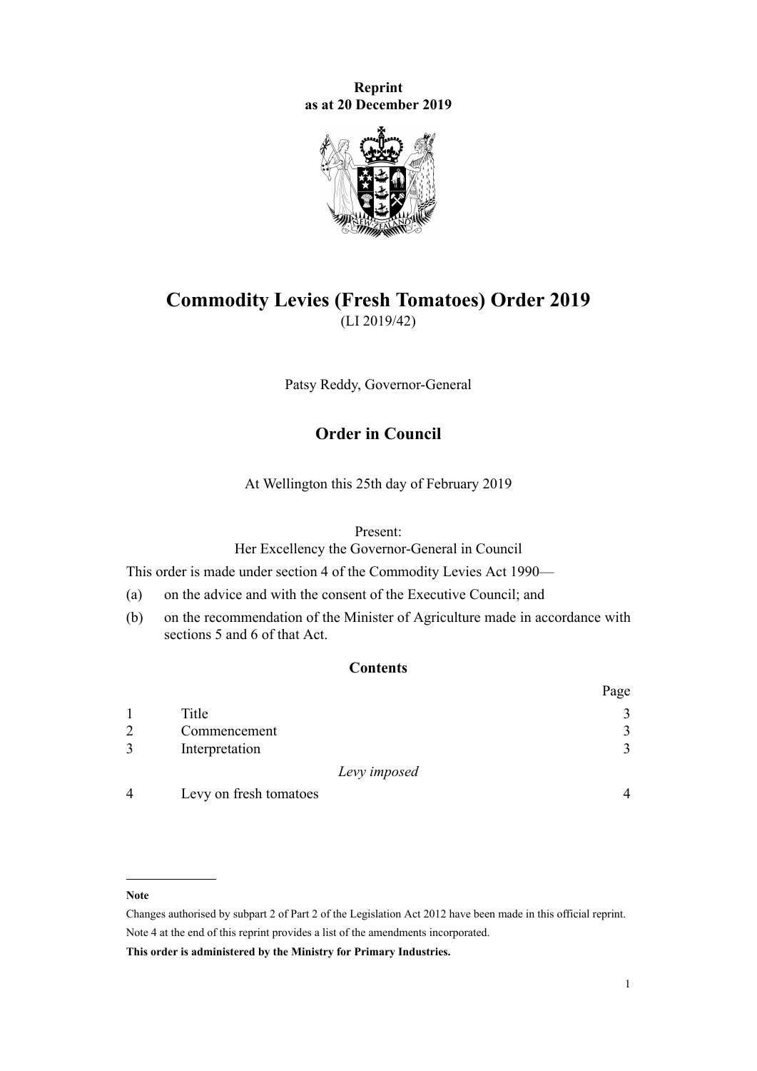**Reprint**
**as at 20 December 2019**

# Commodity Levies (Fresh Tomatoes) Order 2019

(LI 2019/42)

Patsy Reddy, Governor-General

## Order in Council

At Wellington this 25th day of February 2019

Present:
Her Excellency the Governor-General in Council

This order is made under section 4 of the Commodity Levies Act 1990—

(a) on the advice and with the consent of the Executive Council; and

(b) on the recommendation of the Minister of Agriculture made in accordance with sections 5 and 6 of that Act.

### Contents

| | | Page |
|---|---|---|
| 1 | Title | 3 |
| 2 | Commencement | 3 |
| 3 | Interpretation | 3 |
| | *Levy imposed* | |
| 4 | Levy on fresh tomatoes | 4 |

---

**Note**

Changes authorised by subpart 2 of Part 2 of the Legislation Act 2012 have been made in this official reprint.

Note 4 at the end of this reprint provides a list of the amendments incorporated.

**This order is administered by the Ministry for Primary Industries.**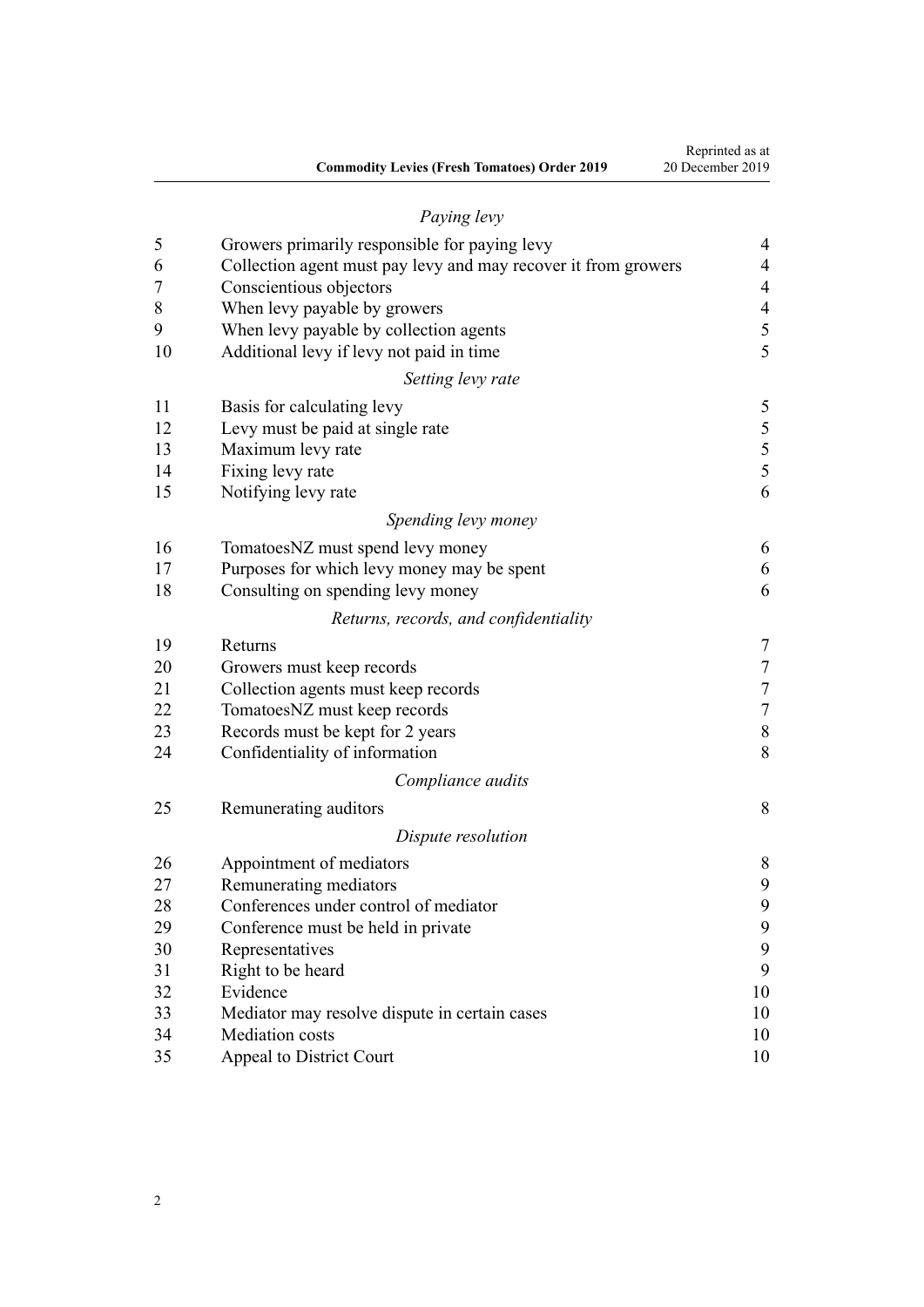*Paying levy*

| | | |
|---|---|---|
| 5 | Growers primarily responsible for paying levy | 4 |
| 6 | Collection agent must pay levy and may recover it from growers | 4 |
| 7 | Conscientious objectors | 4 |
| 8 | When levy payable by growers | 4 |
| 9 | When levy payable by collection agents | 5 |
| 10 | Additional levy if levy not paid in time | 5 |

*Setting levy rate*

| | | |
|---|---|---|
| 11 | Basis for calculating levy | 5 |
| 12 | Levy must be paid at single rate | 5 |
| 13 | Maximum levy rate | 5 |
| 14 | Fixing levy rate | 5 |
| 15 | Notifying levy rate | 6 |

*Spending levy money*

| | | |
|---|---|---|
| 16 | TomatoesNZ must spend levy money | 6 |
| 17 | Purposes for which levy money may be spent | 6 |
| 18 | Consulting on spending levy money | 6 |

*Returns, records, and confidentiality*

| | | |
|---|---|---|
| 19 | Returns | 7 |
| 20 | Growers must keep records | 7 |
| 21 | Collection agents must keep records | 7 |
| 22 | TomatoesNZ must keep records | 7 |
| 23 | Records must be kept for 2 years | 8 |
| 24 | Confidentiality of information | 8 |

*Compliance audits*

| | | |
|---|---|---|
| 25 | Remunerating auditors | 8 |

*Dispute resolution*

| | | |
|---|---|---|
| 26 | Appointment of mediators | 8 |
| 27 | Remunerating mediators | 9 |
| 28 | Conferences under control of mediator | 9 |
| 29 | Conference must be held in private | 9 |
| 30 | Representatives | 9 |
| 31 | Right to be heard | 9 |
| 32 | Evidence | 10 |
| 33 | Mediator may resolve dispute in certain cases | 10 |
| 34 | Mediation costs | 10 |
| 35 | Appeal to District Court | 10 |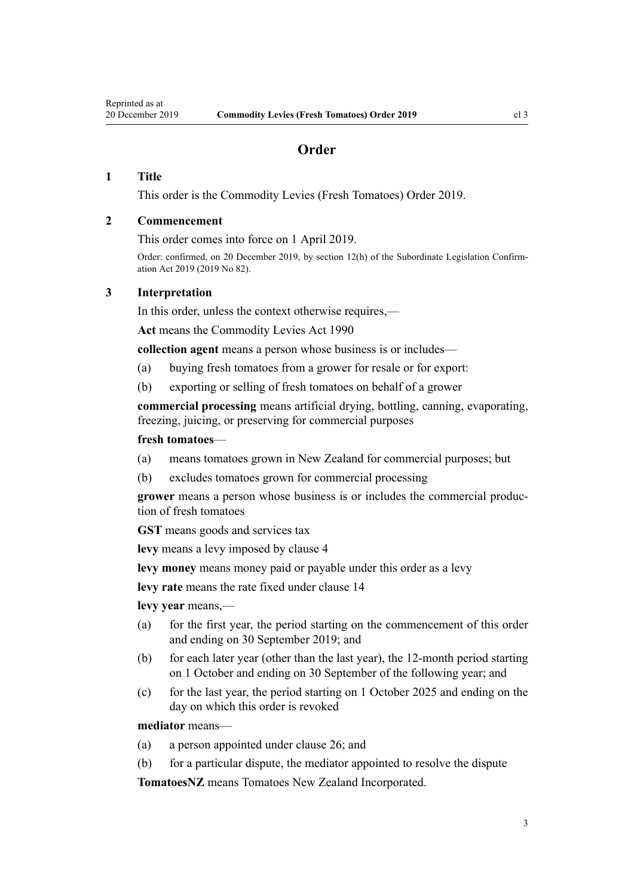## Order

### 1 Title

This order is the Commodity Levies (Fresh Tomatoes) Order 2019.

### 2 Commencement

This order comes into force on 1 April 2019.

Order: confirmed, on 20 December 2019, by section 12(h) of the Subordinate Legislation Confirmation Act 2019 (2019 No 82).

### 3 Interpretation

In this order, unless the context otherwise requires,—

**Act** means the Commodity Levies Act 1990

**collection agent** means a person whose business is or includes—

(a) buying fresh tomatoes from a grower for resale or for export:

(b) exporting or selling of fresh tomatoes on behalf of a grower

**commercial processing** means artificial drying, bottling, canning, evaporating, freezing, juicing, or preserving for commercial purposes

**fresh tomatoes**—

(a) means tomatoes grown in New Zealand for commercial purposes; but

(b) excludes tomatoes grown for commercial processing

**grower** means a person whose business is or includes the commercial production of fresh tomatoes

**GST** means goods and services tax

**levy** means a levy imposed by clause 4

**levy money** means money paid or payable under this order as a levy

**levy rate** means the rate fixed under clause 14

**levy year** means,—

(a) for the first year, the period starting on the commencement of this order and ending on 30 September 2019; and

(b) for each later year (other than the last year), the 12-month period starting on 1 October and ending on 30 September of the following year; and

(c) for the last year, the period starting on 1 October 2025 and ending on the day on which this order is revoked

**mediator** means—

(a) a person appointed under clause 26; and

(b) for a particular dispute, the mediator appointed to resolve the dispute

**TomatoesNZ** means Tomatoes New Zealand Incorporated.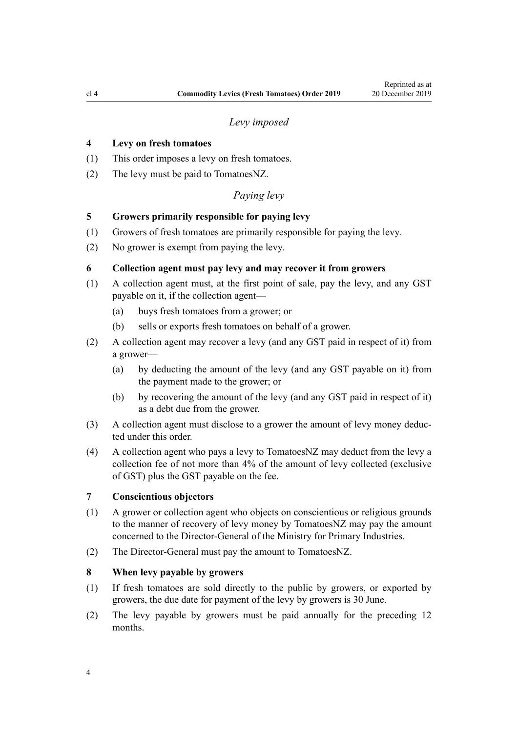### *Levy imposed*

**4 Levy on fresh tomatoes**

(1) This order imposes a levy on fresh tomatoes.

(2) The levy must be paid to TomatoesNZ.

### *Paying levy*

**5 Growers primarily responsible for paying levy**

(1) Growers of fresh tomatoes are primarily responsible for paying the levy.

(2) No grower is exempt from paying the levy.

**6 Collection agent must pay levy and may recover it from growers**

(1) A collection agent must, at the first point of sale, pay the levy, and any GST payable on it, if the collection agent—

   (a) buys fresh tomatoes from a grower; or

   (b) sells or exports fresh tomatoes on behalf of a grower.

(2) A collection agent may recover a levy (and any GST paid in respect of it) from a grower—

   (a) by deducting the amount of the levy (and any GST payable on it) from the payment made to the grower; or

   (b) by recovering the amount of the levy (and any GST paid in respect of it) as a debt due from the grower.

(3) A collection agent must disclose to a grower the amount of levy money deducted under this order.

(4) A collection agent who pays a levy to TomatoesNZ may deduct from the levy a collection fee of not more than 4% of the amount of levy collected (exclusive of GST) plus the GST payable on the fee.

**7 Conscientious objectors**

(1) A grower or collection agent who objects on conscientious or religious grounds to the manner of recovery of levy money by TomatoesNZ may pay the amount concerned to the Director-General of the Ministry for Primary Industries.

(2) The Director-General must pay the amount to TomatoesNZ.

**8 When levy payable by growers**

(1) If fresh tomatoes are sold directly to the public by growers, or exported by growers, the due date for payment of the levy by growers is 30 June.

(2) The levy payable by growers must be paid annually for the preceding 12 months.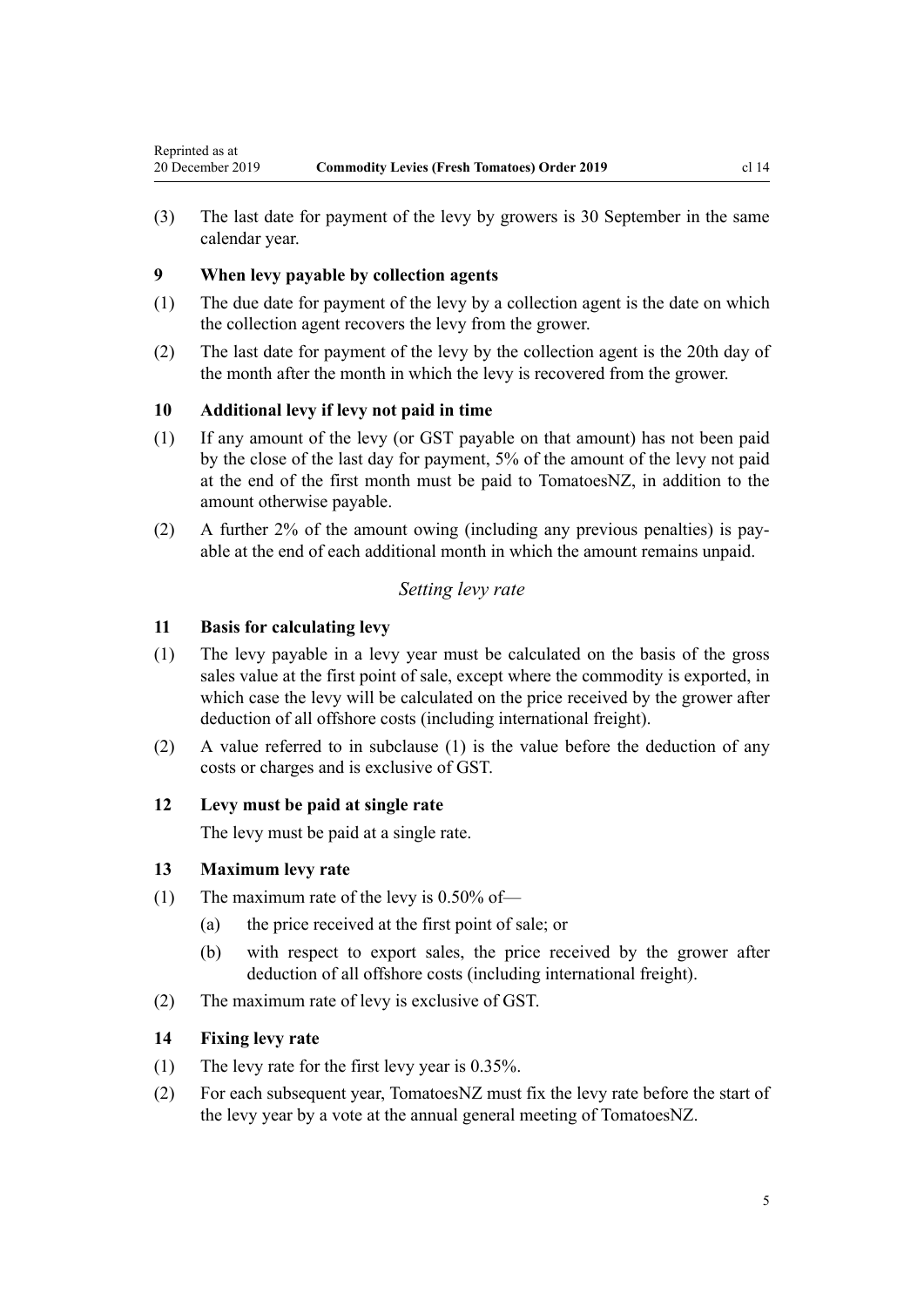(3) The last date for payment of the levy by growers is 30 September in the same calendar year.

### 9 When levy payable by collection agents

(1) The due date for payment of the levy by a collection agent is the date on which the collection agent recovers the levy from the grower.

(2) The last date for payment of the levy by the collection agent is the 20th day of the month after the month in which the levy is recovered from the grower.

### 10 Additional levy if levy not paid in time

(1) If any amount of the levy (or GST payable on that amount) has not been paid by the close of the last day for payment, 5% of the amount of the levy not paid at the end of the first month must be paid to TomatoesNZ, in addition to the amount otherwise payable.

(2) A further 2% of the amount owing (including any previous penalties) is payable at the end of each additional month in which the amount remains unpaid.

*Setting levy rate*

### 11 Basis for calculating levy

(1) The levy payable in a levy year must be calculated on the basis of the gross sales value at the first point of sale, except where the commodity is exported, in which case the levy will be calculated on the price received by the grower after deduction of all offshore costs (including international freight).

(2) A value referred to in subclause (1) is the value before the deduction of any costs or charges and is exclusive of GST.

### 12 Levy must be paid at single rate

The levy must be paid at a single rate.

### 13 Maximum levy rate

(1) The maximum rate of the levy is 0.50% of—

- (a) the price received at the first point of sale; or
- (b) with respect to export sales, the price received by the grower after deduction of all offshore costs (including international freight).

(2) The maximum rate of levy is exclusive of GST.

### 14 Fixing levy rate

(1) The levy rate for the first levy year is 0.35%.

(2) For each subsequent year, TomatoesNZ must fix the levy rate before the start of the levy year by a vote at the annual general meeting of TomatoesNZ.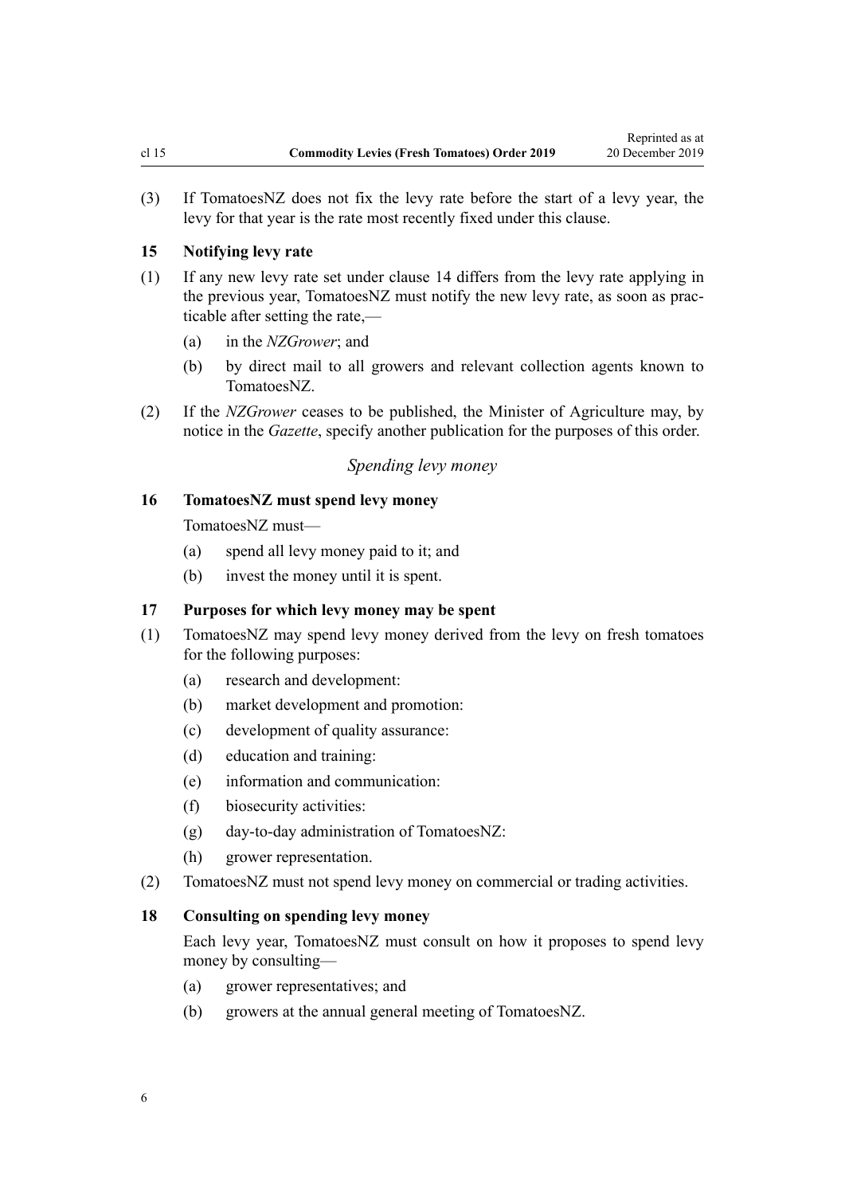(3) If TomatoesNZ does not fix the levy rate before the start of a levy year, the levy for that year is the rate most recently fixed under this clause.

### 15 Notifying levy rate

(1) If any new levy rate set under clause 14 differs from the levy rate applying in the previous year, TomatoesNZ must notify the new levy rate, as soon as practicable after setting the rate,—

(a) in the *NZGrower*; and

(b) by direct mail to all growers and relevant collection agents known to TomatoesNZ.

(2) If the *NZGrower* ceases to be published, the Minister of Agriculture may, by notice in the *Gazette*, specify another publication for the purposes of this order.

## *Spending levy money*

### 16 TomatoesNZ must spend levy money

TomatoesNZ must—

(a) spend all levy money paid to it; and

(b) invest the money until it is spent.

### 17 Purposes for which levy money may be spent

(1) TomatoesNZ may spend levy money derived from the levy on fresh tomatoes for the following purposes:

(a) research and development:

(b) market development and promotion:

(c) development of quality assurance:

(d) education and training:

(e) information and communication:

(f) biosecurity activities:

(g) day-to-day administration of TomatoesNZ:

(h) grower representation.

(2) TomatoesNZ must not spend levy money on commercial or trading activities.

### 18 Consulting on spending levy money

Each levy year, TomatoesNZ must consult on how it proposes to spend levy money by consulting—

(a) grower representatives; and

(b) growers at the annual general meeting of TomatoesNZ.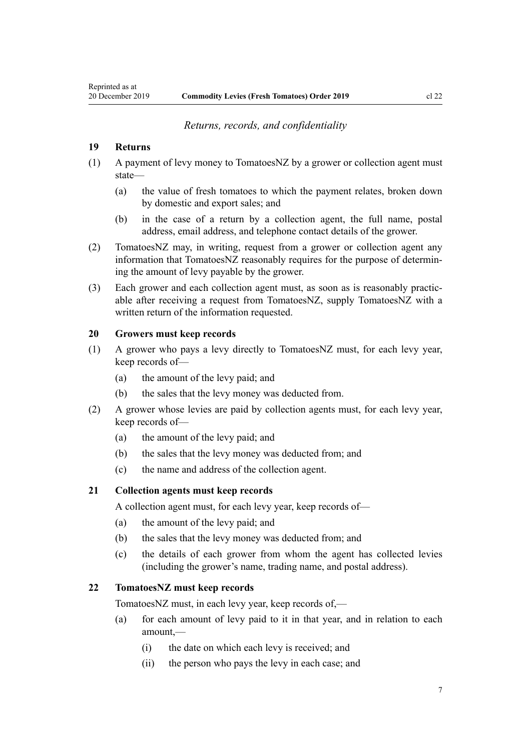*Returns, records, and confidentiality*

### 19 Returns

(1) A payment of levy money to TomatoesNZ by a grower or collection agent must state—

- (a) the value of fresh tomatoes to which the payment relates, broken down by domestic and export sales; and
- (b) in the case of a return by a collection agent, the full name, postal address, email address, and telephone contact details of the grower.

(2) TomatoesNZ may, in writing, request from a grower or collection agent any information that TomatoesNZ reasonably requires for the purpose of determining the amount of levy payable by the grower.

(3) Each grower and each collection agent must, as soon as is reasonably practicable after receiving a request from TomatoesNZ, supply TomatoesNZ with a written return of the information requested.

### 20 Growers must keep records

(1) A grower who pays a levy directly to TomatoesNZ must, for each levy year, keep records of—

- (a) the amount of the levy paid; and
- (b) the sales that the levy money was deducted from.

(2) A grower whose levies are paid by collection agents must, for each levy year, keep records of—

- (a) the amount of the levy paid; and
- (b) the sales that the levy money was deducted from; and
- (c) the name and address of the collection agent.

### 21 Collection agents must keep records

A collection agent must, for each levy year, keep records of—

- (a) the amount of the levy paid; and
- (b) the sales that the levy money was deducted from; and
- (c) the details of each grower from whom the agent has collected levies (including the grower's name, trading name, and postal address).

### 22 TomatoesNZ must keep records

TomatoesNZ must, in each levy year, keep records of,—

- (a) for each amount of levy paid to it in that year, and in relation to each amount,—
  - (i) the date on which each levy is received; and
  - (ii) the person who pays the levy in each case; and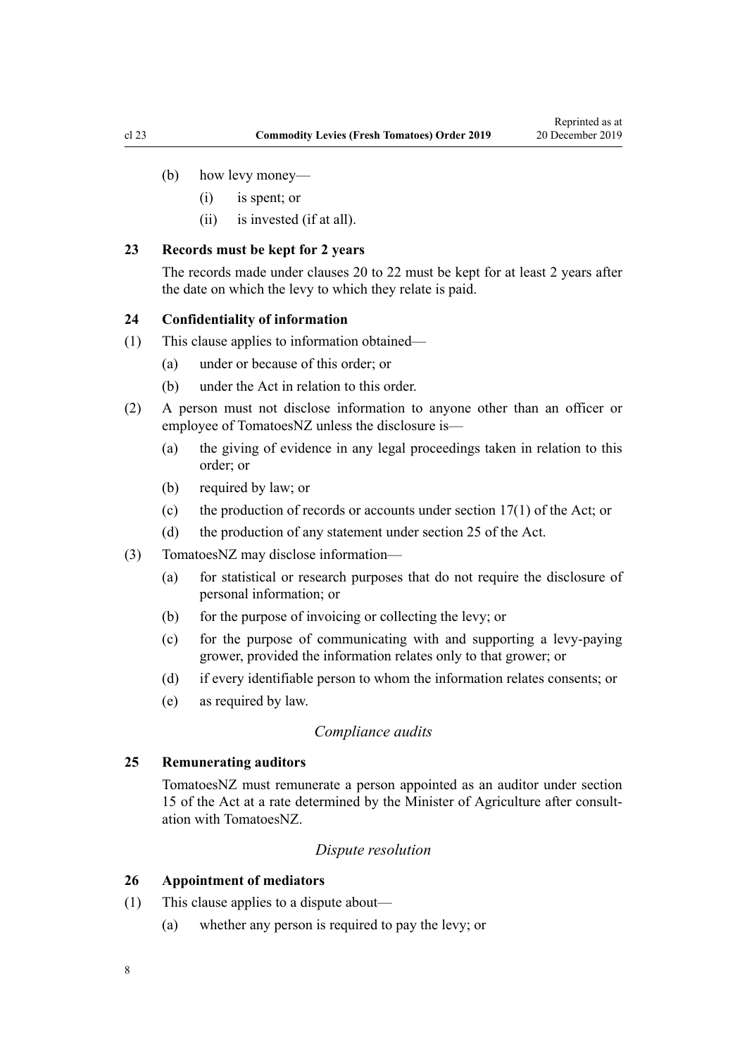(b) how levy money—

  (i) is spent; or

  (ii) is invested (if at all).

### 23 Records must be kept for 2 years

The records made under clauses 20 to 22 must be kept for at least 2 years after the date on which the levy to which they relate is paid.

### 24 Confidentiality of information

(1) This clause applies to information obtained—

  (a) under or because of this order; or

  (b) under the Act in relation to this order.

(2) A person must not disclose information to anyone other than an officer or employee of TomatoesNZ unless the disclosure is—

  (a) the giving of evidence in any legal proceedings taken in relation to this order; or

  (b) required by law; or

  (c) the production of records or accounts under section 17(1) of the Act; or

  (d) the production of any statement under section 25 of the Act.

(3) TomatoesNZ may disclose information—

  (a) for statistical or research purposes that do not require the disclosure of personal information; or

  (b) for the purpose of invoicing or collecting the levy; or

  (c) for the purpose of communicating with and supporting a levy-paying grower, provided the information relates only to that grower; or

  (d) if every identifiable person to whom the information relates consents; or

  (e) as required by law.

*Compliance audits*

### 25 Remunerating auditors

TomatoesNZ must remunerate a person appointed as an auditor under section 15 of the Act at a rate determined by the Minister of Agriculture after consultation with TomatoesNZ.

*Dispute resolution*

### 26 Appointment of mediators

(1) This clause applies to a dispute about—

  (a) whether any person is required to pay the levy; or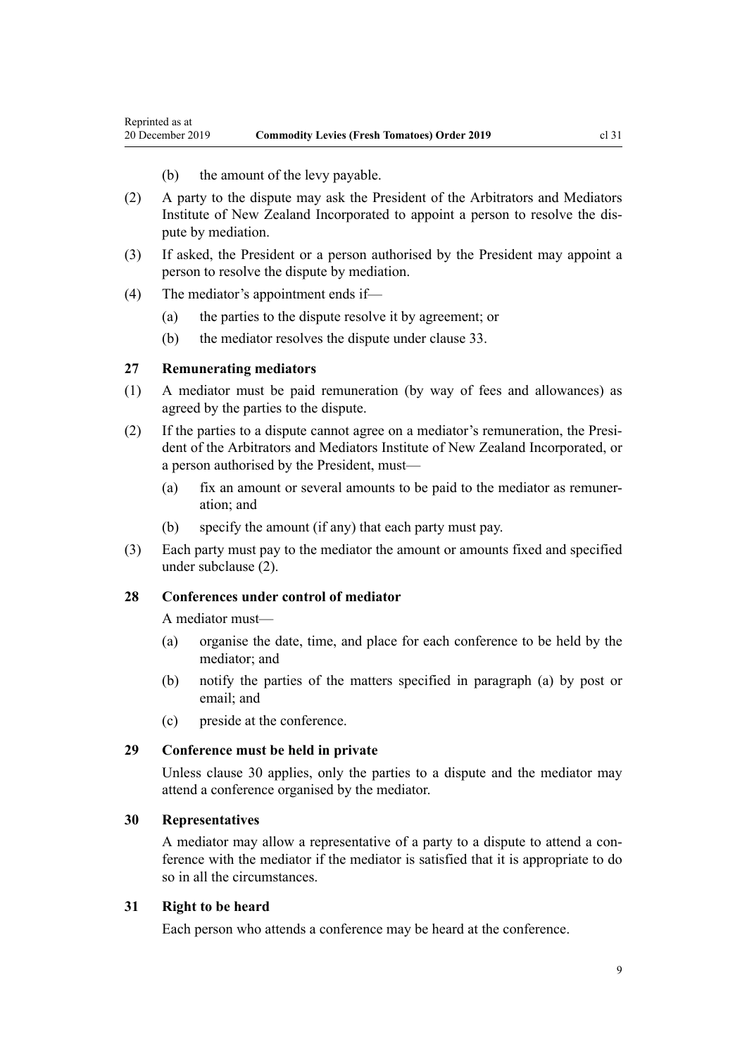(b) the amount of the levy payable.

(2) A party to the dispute may ask the President of the Arbitrators and Mediators Institute of New Zealand Incorporated to appoint a person to resolve the dispute by mediation.

(3) If asked, the President or a person authorised by the President may appoint a person to resolve the dispute by mediation.

(4) The mediator's appointment ends if—

(a) the parties to the dispute resolve it by agreement; or

(b) the mediator resolves the dispute under clause 33.

### 27 Remunerating mediators

(1) A mediator must be paid remuneration (by way of fees and allowances) as agreed by the parties to the dispute.

(2) If the parties to a dispute cannot agree on a mediator's remuneration, the President of the Arbitrators and Mediators Institute of New Zealand Incorporated, or a person authorised by the President, must—

(a) fix an amount or several amounts to be paid to the mediator as remuneration; and

(b) specify the amount (if any) that each party must pay.

(3) Each party must pay to the mediator the amount or amounts fixed and specified under subclause (2).

### 28 Conferences under control of mediator

A mediator must—

(a) organise the date, time, and place for each conference to be held by the mediator; and

(b) notify the parties of the matters specified in paragraph (a) by post or email; and

(c) preside at the conference.

### 29 Conference must be held in private

Unless clause 30 applies, only the parties to a dispute and the mediator may attend a conference organised by the mediator.

### 30 Representatives

A mediator may allow a representative of a party to a dispute to attend a conference with the mediator if the mediator is satisfied that it is appropriate to do so in all the circumstances.

### 31 Right to be heard

Each person who attends a conference may be heard at the conference.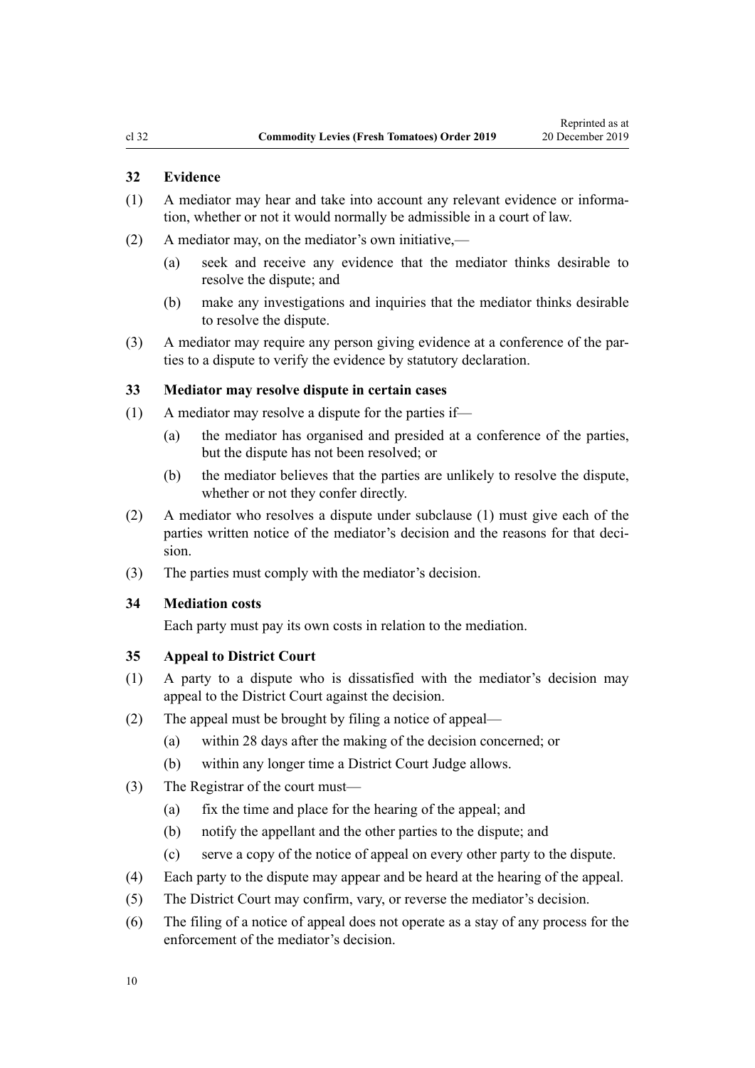### 32 Evidence

(1) A mediator may hear and take into account any relevant evidence or information, whether or not it would normally be admissible in a court of law.

(2) A mediator may, on the mediator's own initiative,—

(a) seek and receive any evidence that the mediator thinks desirable to resolve the dispute; and

(b) make any investigations and inquiries that the mediator thinks desirable to resolve the dispute.

(3) A mediator may require any person giving evidence at a conference of the parties to a dispute to verify the evidence by statutory declaration.

### 33 Mediator may resolve dispute in certain cases

(1) A mediator may resolve a dispute for the parties if—

(a) the mediator has organised and presided at a conference of the parties, but the dispute has not been resolved; or

(b) the mediator believes that the parties are unlikely to resolve the dispute, whether or not they confer directly.

(2) A mediator who resolves a dispute under subclause (1) must give each of the parties written notice of the mediator's decision and the reasons for that decision.

(3) The parties must comply with the mediator's decision.

### 34 Mediation costs

Each party must pay its own costs in relation to the mediation.

### 35 Appeal to District Court

(1) A party to a dispute who is dissatisfied with the mediator's decision may appeal to the District Court against the decision.

(2) The appeal must be brought by filing a notice of appeal—

(a) within 28 days after the making of the decision concerned; or

(b) within any longer time a District Court Judge allows.

(3) The Registrar of the court must—

(a) fix the time and place for the hearing of the appeal; and

(b) notify the appellant and the other parties to the dispute; and

(c) serve a copy of the notice of appeal on every other party to the dispute.

(4) Each party to the dispute may appear and be heard at the hearing of the appeal.

(5) The District Court may confirm, vary, or reverse the mediator's decision.

(6) The filing of a notice of appeal does not operate as a stay of any process for the enforcement of the mediator's decision.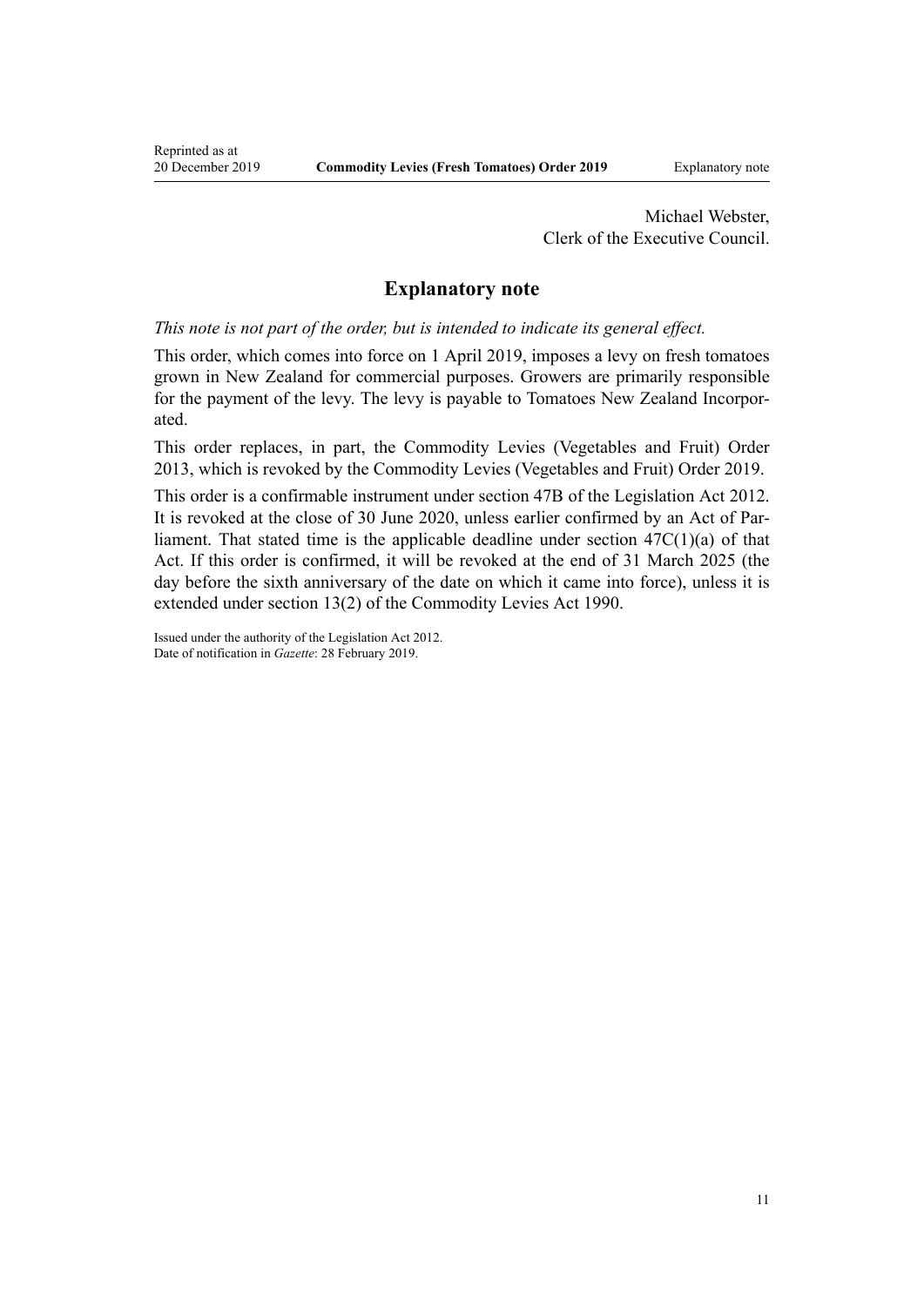Michael Webster,
Clerk of the Executive Council.

## Explanatory note

*This note is not part of the order, but is intended to indicate its general effect.*

This order, which comes into force on 1 April 2019, imposes a levy on fresh tomatoes grown in New Zealand for commercial purposes. Growers are primarily responsible for the payment of the levy. The levy is payable to Tomatoes New Zealand Incorporated.

This order replaces, in part, the Commodity Levies (Vegetables and Fruit) Order 2013, which is revoked by the Commodity Levies (Vegetables and Fruit) Order 2019.

This order is a confirmable instrument under section 47B of the Legislation Act 2012. It is revoked at the close of 30 June 2020, unless earlier confirmed by an Act of Parliament. That stated time is the applicable deadline under section 47C(1)(a) of that Act. If this order is confirmed, it will be revoked at the end of 31 March 2025 (the day before the sixth anniversary of the date on which it came into force), unless it is extended under section 13(2) of the Commodity Levies Act 1990.

Issued under the authority of the Legislation Act 2012.
Date of notification in *Gazette*: 28 February 2019.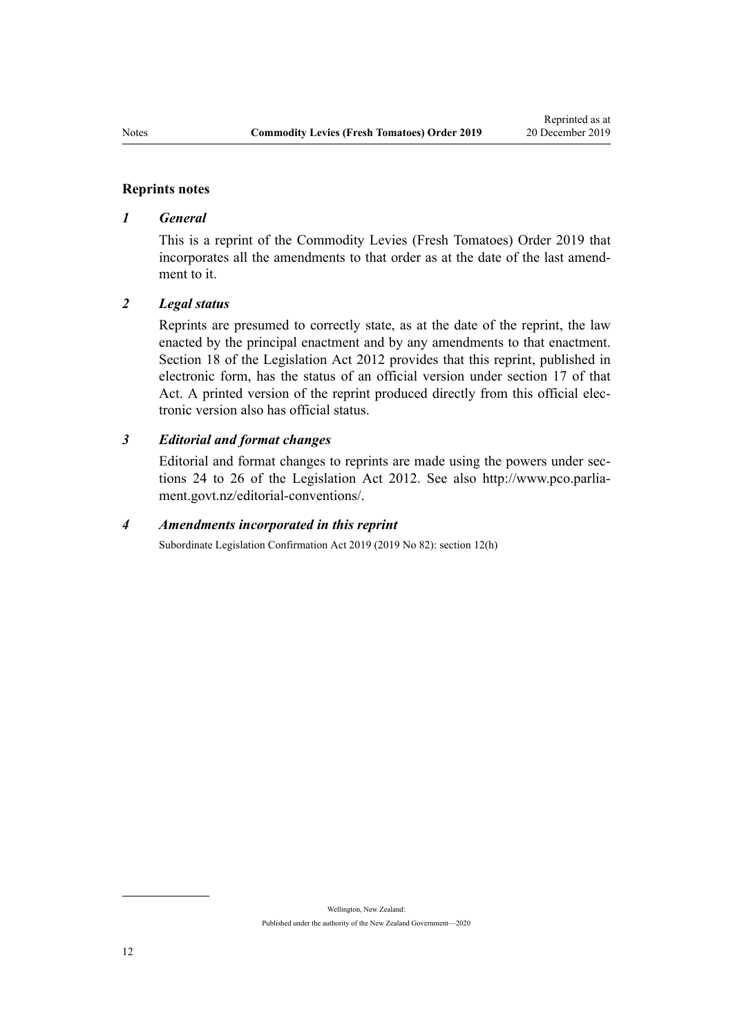## Reprints notes

### *1 General*

This is a reprint of the Commodity Levies (Fresh Tomatoes) Order 2019 that incorporates all the amendments to that order as at the date of the last amendment to it.

### *2 Legal status*

Reprints are presumed to correctly state, as at the date of the reprint, the law enacted by the principal enactment and by any amendments to that enactment. Section 18 of the Legislation Act 2012 provides that this reprint, published in electronic form, has the status of an official version under section 17 of that Act. A printed version of the reprint produced directly from this official electronic version also has official status.

### *3 Editorial and format changes*

Editorial and format changes to reprints are made using the powers under sections 24 to 26 of the Legislation Act 2012. See also http://www.pco.parliament.govt.nz/editorial-conventions/.

### *4 Amendments incorporated in this reprint*

Subordinate Legislation Confirmation Act 2019 (2019 No 82): section 12(h)

Wellington, New Zealand:

Published under the authority of the New Zealand Government—2020